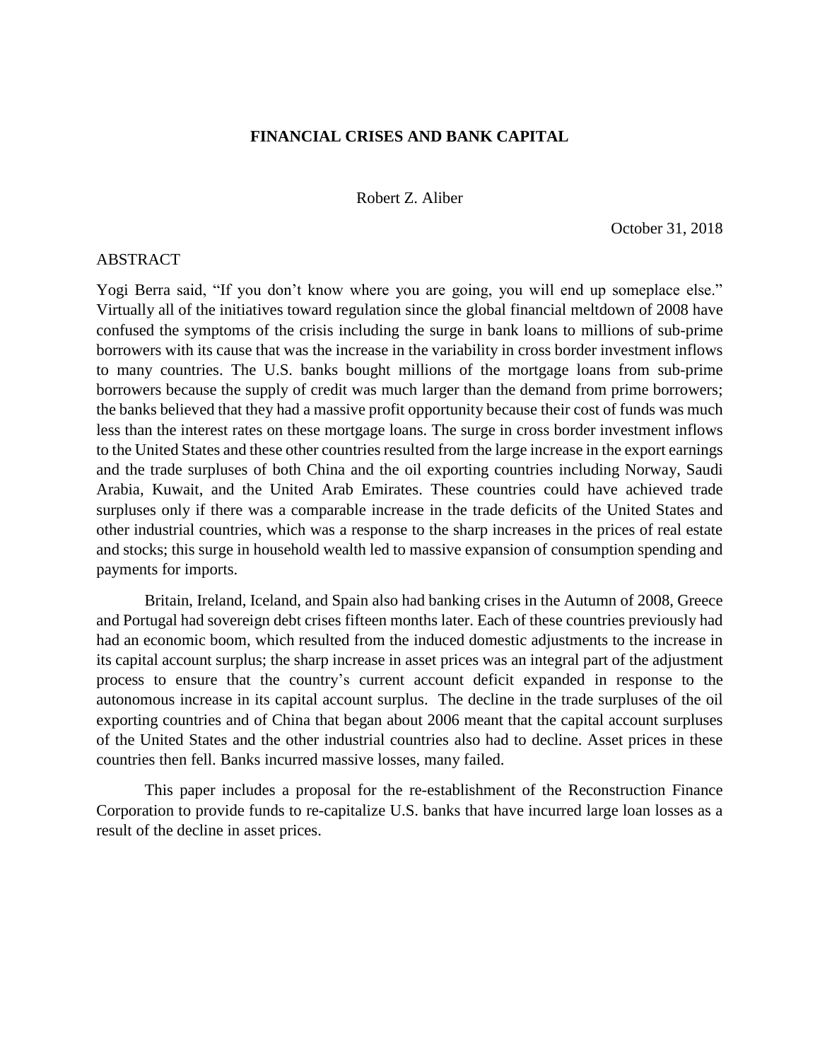# FINANCIAL CRISES AND BANK CAPITAL

Robert Z. Aliber

October 31, 2018

ABSTRACT

Yogi Berra said, "If you don't know where you are going, you will end up someplace else." Virtually all of the initiatives toward regulation since the global financial meltdown of 2008 have confused the symptoms of the crisis including the surge in bank loans to millions of sub-prime borrowers with its cause that was the increase in the variability in cross border investment inflows to many countries. The U.S. banks bought millions of the mortgage loans from sub-prime borrowers because the supply of credit was much larger than the demand from prime borrowers; the banks believed that they had a massive profit opportunity because their cost of funds was much less than the interest rates on these mortgage loans. The surge in cross border investment inflows to the United States and these other countries resulted from the large increase in the export earnings and the trade surpluses of both China and the oil exporting countries including Norway, Saudi Arabia, Kuwait, and the United Arab Emirates. These countries could have achieved trade surpluses only if there was a comparable increase in the trade deficits of the United States and other industrial countries, which was a response to the sharp increases in the prices of real estate and stocks; this surge in household wealth led to massive expansion of consumption spending and payments for imports.

Britain, Ireland, Iceland, and Spain also had banking crises in the Autumn of 2008, Greece and Portugal had sovereign debt crises fifteen months later. Each of these countries previously had had an economic boom, which resulted from the induced domestic adjustments to the increase in its capital account surplus; the sharp increase in asset prices was an integral part of the adjustment process to ensure that the country's current account deficit expanded in response to the autonomous increase in its capital account surplus. The decline in the trade surpluses of the oil exporting countries and of China that began about 2006 meant that the capital account surpluses of the United States and the other industrial countries also had to decline. Asset prices in these countries then fell. Banks incurred massive losses, many failed.

This paper includes a proposal for the re-establishment of the Reconstruction Finance Corporation to provide funds to re-capitalize U.S. banks that have incurred large loan losses as a result of the decline in asset prices.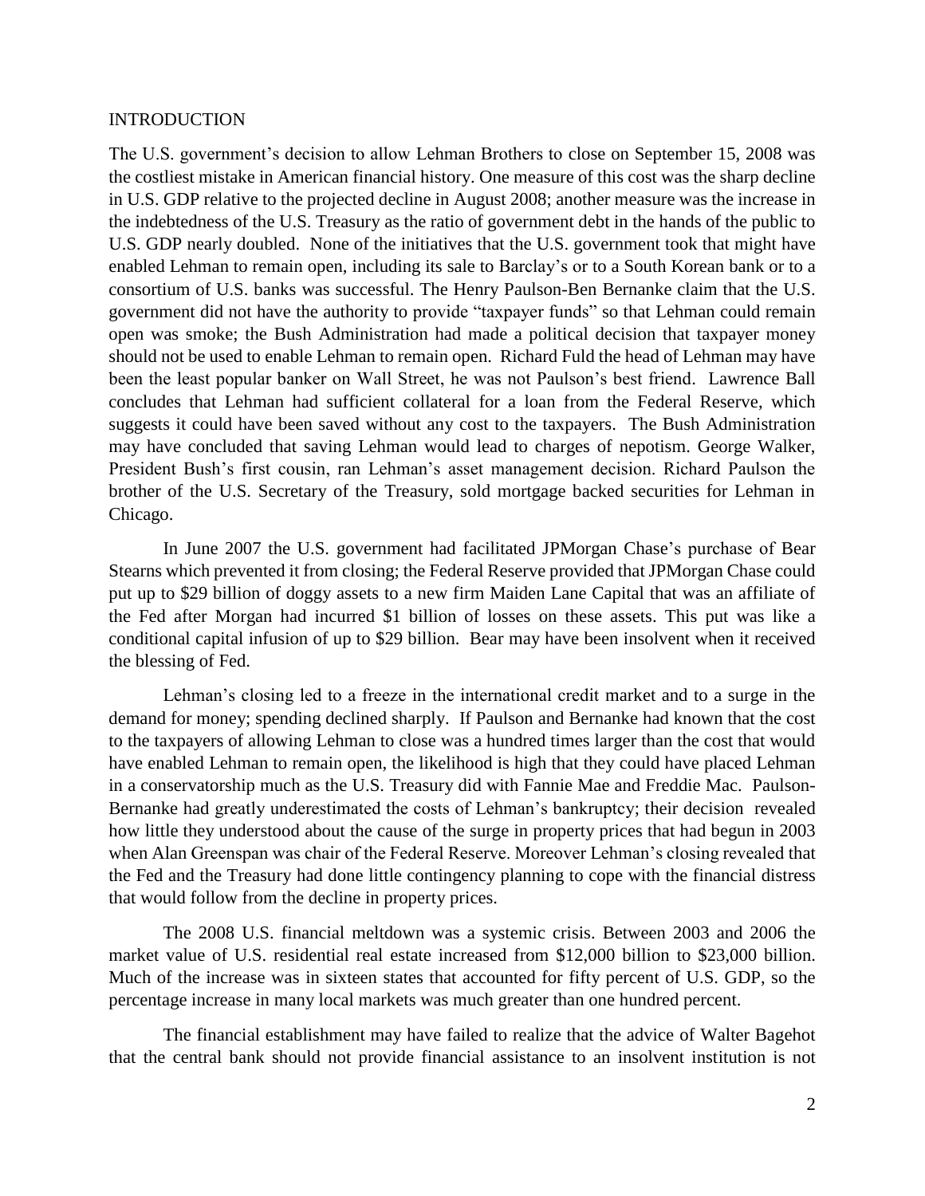## INTRODUCTION

The U.S. government's decision to allow Lehman Brothers to close on September 15, 2008 was the costliest mistake in American financial history. One measure of this cost was the sharp decline in U.S. GDP relative to the projected decline in August 2008; another measure was the increase in the indebtedness of the U.S. Treasury as the ratio of government debt in the hands of the public to U.S. GDP nearly doubled. None of the initiatives that the U.S. government took that might have enabled Lehman to remain open, including its sale to Barclay's or to a South Korean bank or to a consortium of U.S. banks was successful. The Henry Paulson-Ben Bernanke claim that the U.S. government did not have the authority to provide "taxpayer funds" so that Lehman could remain open was smoke; the Bush Administration had made a political decision that taxpayer money should not be used to enable Lehman to remain open. Richard Fuld the head of Lehman may have been the least popular banker on Wall Street, he was not Paulson's best friend. Lawrence Ball concludes that Lehman had sufficient collateral for a loan from the Federal Reserve, which suggests it could have been saved without any cost to the taxpayers. The Bush Administration may have concluded that saving Lehman would lead to charges of nepotism. George Walker, President Bush's first cousin, ran Lehman's asset management decision. Richard Paulson the brother of the U.S. Secretary of the Treasury, sold mortgage backed securities for Lehman in Chicago.

In June 2007 the U.S. government had facilitated JPMorgan Chase's purchase of Bear Stearns which prevented it from closing; the Federal Reserve provided that JPMorgan Chase could put up to $29 billion of doggy assets to a new firm Maiden Lane Capital that was an affiliate of the Fed after Morgan had incurred $1 billion of losses on these assets. This put was like a conditional capital infusion of up to $29 billion. Bear may have been insolvent when it received the blessing of Fed.

Lehman's closing led to a freeze in the international credit market and to a surge in the demand for money; spending declined sharply. If Paulson and Bernanke had known that the cost to the taxpayers of allowing Lehman to close was a hundred times larger than the cost that would have enabled Lehman to remain open, the likelihood is high that they could have placed Lehman in a conservatorship much as the U.S. Treasury did with Fannie Mae and Freddie Mac. Paulson-Bernanke had greatly underestimated the costs of Lehman's bankruptcy; their decision revealed how little they understood about the cause of the surge in property prices that had begun in 2003 when Alan Greenspan was chair of the Federal Reserve. Moreover Lehman's closing revealed that the Fed and the Treasury had done little contingency planning to cope with the financial distress that would follow from the decline in property prices.

The 2008 U.S. financial meltdown was a systemic crisis. Between 2003 and 2006 the market value of U.S. residential real estate increased from $12,000 billion to $23,000 billion. Much of the increase was in sixteen states that accounted for fifty percent of U.S. GDP, so the percentage increase in many local markets was much greater than one hundred percent.

The financial establishment may have failed to realize that the advice of Walter Bagehot that the central bank should not provide financial assistance to an insolvent institution is not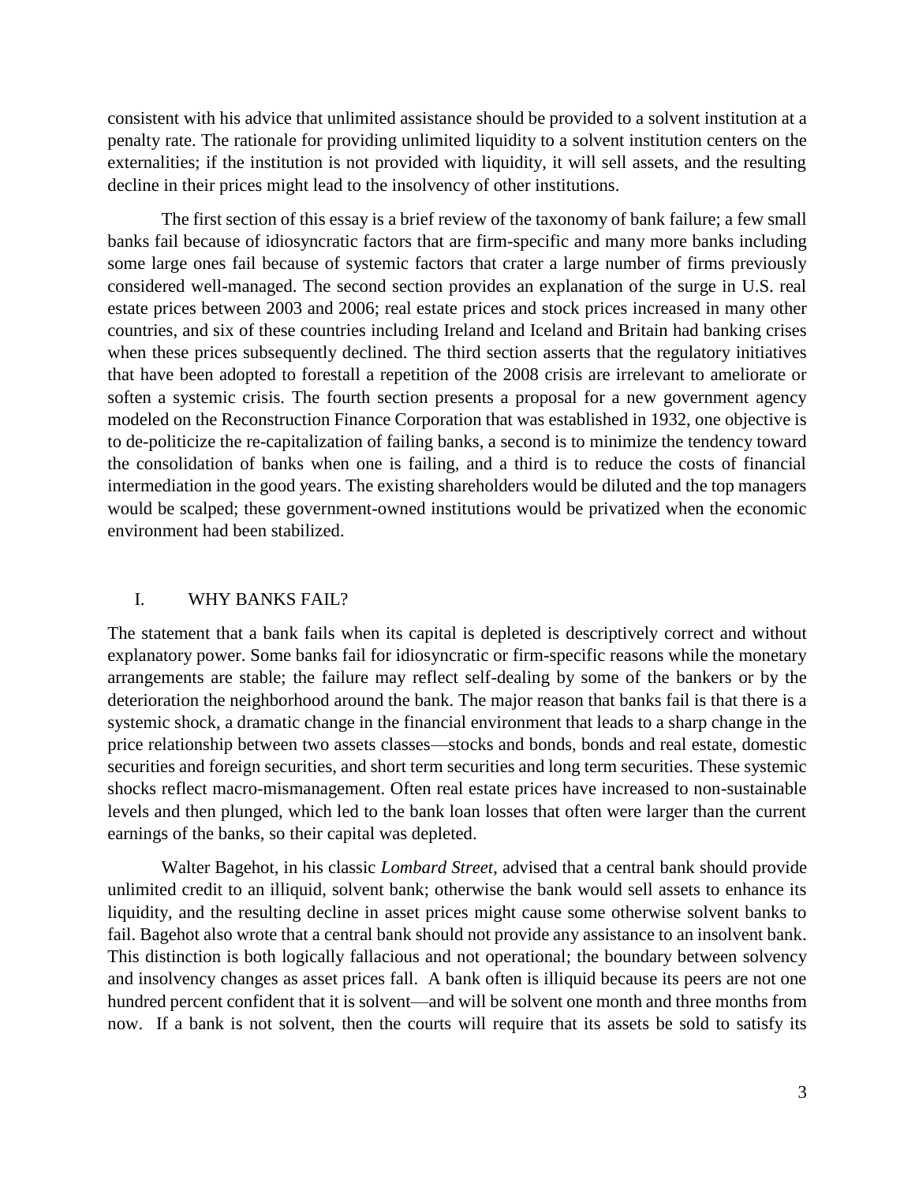consistent with his advice that unlimited assistance should be provided to a solvent institution at a penalty rate. The rationale for providing unlimited liquidity to a solvent institution centers on the externalities; if the institution is not provided with liquidity, it will sell assets, and the resulting decline in their prices might lead to the insolvency of other institutions.

The first section of this essay is a brief review of the taxonomy of bank failure; a few small banks fail because of idiosyncratic factors that are firm-specific and many more banks including some large ones fail because of systemic factors that crater a large number of firms previously considered well-managed. The second section provides an explanation of the surge in U.S. real estate prices between 2003 and 2006; real estate prices and stock prices increased in many other countries, and six of these countries including Ireland and Iceland and Britain had banking crises when these prices subsequently declined. The third section asserts that the regulatory initiatives that have been adopted to forestall a repetition of the 2008 crisis are irrelevant to ameliorate or soften a systemic crisis. The fourth section presents a proposal for a new government agency modeled on the Reconstruction Finance Corporation that was established in 1932, one objective is to de-politicize the re-capitalization of failing banks, a second is to minimize the tendency toward the consolidation of banks when one is failing, and a third is to reduce the costs of financial intermediation in the good years. The existing shareholders would be diluted and the top managers would be scalped; these government-owned institutions would be privatized when the economic environment had been stabilized.

## I. WHY BANKS FAIL?

The statement that a bank fails when its capital is depleted is descriptively correct and without explanatory power. Some banks fail for idiosyncratic or firm-specific reasons while the monetary arrangements are stable; the failure may reflect self-dealing by some of the bankers or by the deterioration the neighborhood around the bank. The major reason that banks fail is that there is a systemic shock, a dramatic change in the financial environment that leads to a sharp change in the price relationship between two assets classes—stocks and bonds, bonds and real estate, domestic securities and foreign securities, and short term securities and long term securities. These systemic shocks reflect macro-mismanagement. Often real estate prices have increased to non-sustainable levels and then plunged, which led to the bank loan losses that often were larger than the current earnings of the banks, so their capital was depleted.

Walter Bagehot, in his classic *Lombard Street*, advised that a central bank should provide unlimited credit to an illiquid, solvent bank; otherwise the bank would sell assets to enhance its liquidity, and the resulting decline in asset prices might cause some otherwise solvent banks to fail. Bagehot also wrote that a central bank should not provide any assistance to an insolvent bank. This distinction is both logically fallacious and not operational; the boundary between solvency and insolvency changes as asset prices fall. A bank often is illiquid because its peers are not one hundred percent confident that it is solvent—and will be solvent one month and three months from now. If a bank is not solvent, then the courts will require that its assets be sold to satisfy its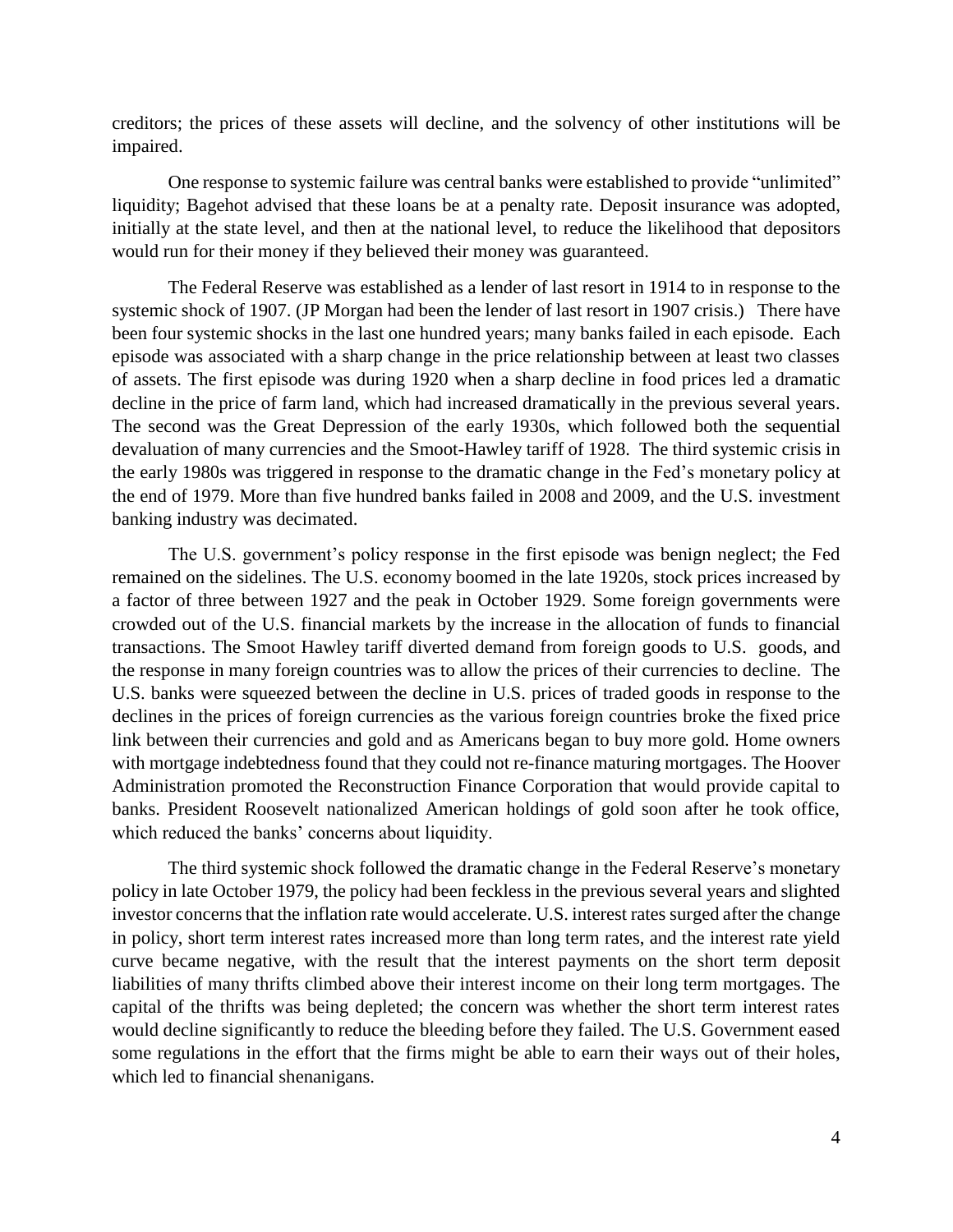creditors; the prices of these assets will decline, and the solvency of other institutions will be impaired.

One response to systemic failure was central banks were established to provide "unlimited" liquidity; Bagehot advised that these loans be at a penalty rate. Deposit insurance was adopted, initially at the state level, and then at the national level, to reduce the likelihood that depositors would run for their money if they believed their money was guaranteed.

The Federal Reserve was established as a lender of last resort in 1914 to in response to the systemic shock of 1907. (JP Morgan had been the lender of last resort in 1907 crisis.) There have been four systemic shocks in the last one hundred years; many banks failed in each episode. Each episode was associated with a sharp change in the price relationship between at least two classes of assets. The first episode was during 1920 when a sharp decline in food prices led a dramatic decline in the price of farm land, which had increased dramatically in the previous several years. The second was the Great Depression of the early 1930s, which followed both the sequential devaluation of many currencies and the Smoot-Hawley tariff of 1928. The third systemic crisis in the early 1980s was triggered in response to the dramatic change in the Fed's monetary policy at the end of 1979. More than five hundred banks failed in 2008 and 2009, and the U.S. investment banking industry was decimated.

The U.S. government's policy response in the first episode was benign neglect; the Fed remained on the sidelines. The U.S. economy boomed in the late 1920s, stock prices increased by a factor of three between 1927 and the peak in October 1929. Some foreign governments were crowded out of the U.S. financial markets by the increase in the allocation of funds to financial transactions. The Smoot Hawley tariff diverted demand from foreign goods to U.S. goods, and the response in many foreign countries was to allow the prices of their currencies to decline. The U.S. banks were squeezed between the decline in U.S. prices of traded goods in response to the declines in the prices of foreign currencies as the various foreign countries broke the fixed price link between their currencies and gold and as Americans began to buy more gold. Home owners with mortgage indebtedness found that they could not re-finance maturing mortgages. The Hoover Administration promoted the Reconstruction Finance Corporation that would provide capital to banks. President Roosevelt nationalized American holdings of gold soon after he took office, which reduced the banks' concerns about liquidity.

The third systemic shock followed the dramatic change in the Federal Reserve's monetary policy in late October 1979, the policy had been feckless in the previous several years and slighted investor concerns that the inflation rate would accelerate. U.S. interest rates surged after the change in policy, short term interest rates increased more than long term rates, and the interest rate yield curve became negative, with the result that the interest payments on the short term deposit liabilities of many thrifts climbed above their interest income on their long term mortgages. The capital of the thrifts was being depleted; the concern was whether the short term interest rates would decline significantly to reduce the bleeding before they failed. The U.S. Government eased some regulations in the effort that the firms might be able to earn their ways out of their holes, which led to financial shenanigans.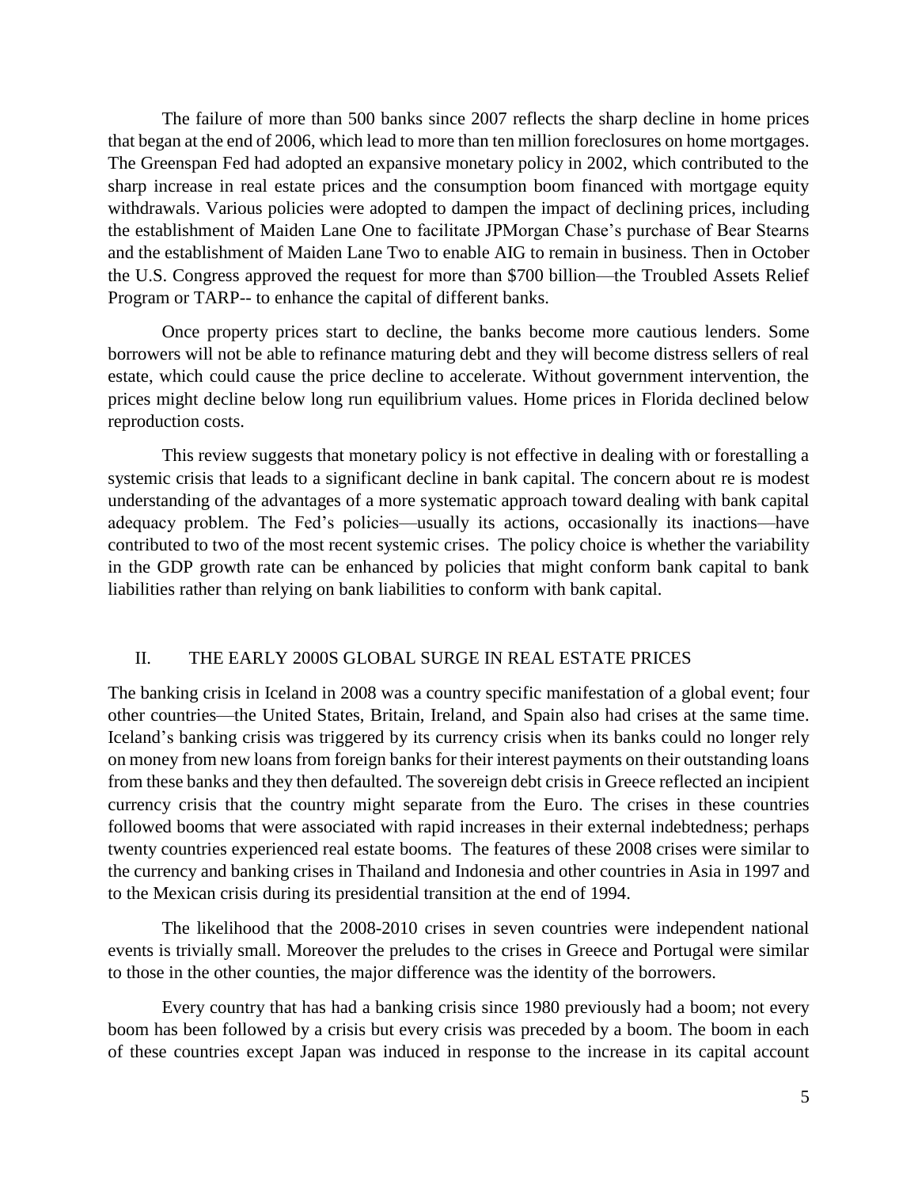The failure of more than 500 banks since 2007 reflects the sharp decline in home prices that began at the end of 2006, which lead to more than ten million foreclosures on home mortgages. The Greenspan Fed had adopted an expansive monetary policy in 2002, which contributed to the sharp increase in real estate prices and the consumption boom financed with mortgage equity withdrawals. Various policies were adopted to dampen the impact of declining prices, including the establishment of Maiden Lane One to facilitate JPMorgan Chase's purchase of Bear Stearns and the establishment of Maiden Lane Two to enable AIG to remain in business. Then in October the U.S. Congress approved the request for more than $700 billion—the Troubled Assets Relief Program or TARP-- to enhance the capital of different banks.

Once property prices start to decline, the banks become more cautious lenders. Some borrowers will not be able to refinance maturing debt and they will become distress sellers of real estate, which could cause the price decline to accelerate. Without government intervention, the prices might decline below long run equilibrium values. Home prices in Florida declined below reproduction costs.

This review suggests that monetary policy is not effective in dealing with or forestalling a systemic crisis that leads to a significant decline in bank capital. The concern about re is modest understanding of the advantages of a more systematic approach toward dealing with bank capital adequacy problem. The Fed's policies—usually its actions, occasionally its inactions—have contributed to two of the most recent systemic crises. The policy choice is whether the variability in the GDP growth rate can be enhanced by policies that might conform bank capital to bank liabilities rather than relying on bank liabilities to conform with bank capital.

## II. THE EARLY 2000S GLOBAL SURGE IN REAL ESTATE PRICES

The banking crisis in Iceland in 2008 was a country specific manifestation of a global event; four other countries—the United States, Britain, Ireland, and Spain also had crises at the same time. Iceland's banking crisis was triggered by its currency crisis when its banks could no longer rely on money from new loans from foreign banks for their interest payments on their outstanding loans from these banks and they then defaulted. The sovereign debt crisis in Greece reflected an incipient currency crisis that the country might separate from the Euro. The crises in these countries followed booms that were associated with rapid increases in their external indebtedness; perhaps twenty countries experienced real estate booms. The features of these 2008 crises were similar to the currency and banking crises in Thailand and Indonesia and other countries in Asia in 1997 and to the Mexican crisis during its presidential transition at the end of 1994.

The likelihood that the 2008-2010 crises in seven countries were independent national events is trivially small. Moreover the preludes to the crises in Greece and Portugal were similar to those in the other counties, the major difference was the identity of the borrowers.

Every country that has had a banking crisis since 1980 previously had a boom; not every boom has been followed by a crisis but every crisis was preceded by a boom. The boom in each of these countries except Japan was induced in response to the increase in its capital account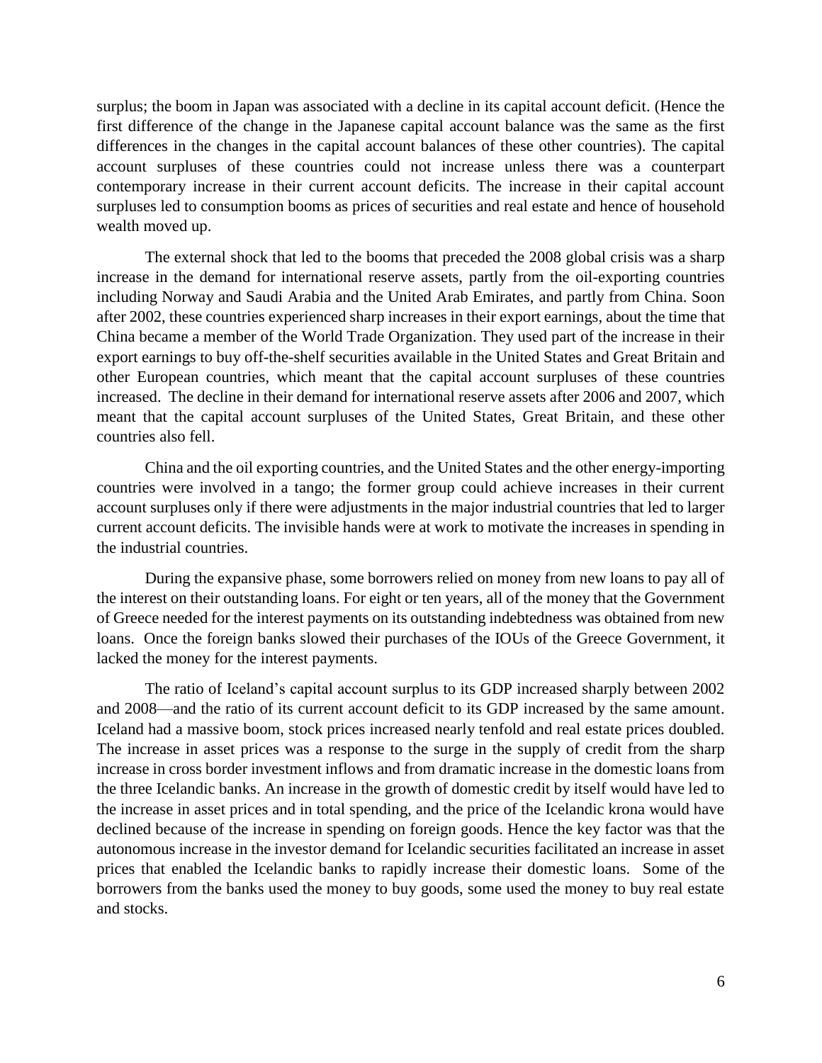surplus; the boom in Japan was associated with a decline in its capital account deficit. (Hence the first difference of the change in the Japanese capital account balance was the same as the first differences in the changes in the capital account balances of these other countries). The capital account surpluses of these countries could not increase unless there was a counterpart contemporary increase in their current account deficits. The increase in their capital account surpluses led to consumption booms as prices of securities and real estate and hence of household wealth moved up.

The external shock that led to the booms that preceded the 2008 global crisis was a sharp increase in the demand for international reserve assets, partly from the oil-exporting countries including Norway and Saudi Arabia and the United Arab Emirates, and partly from China. Soon after 2002, these countries experienced sharp increases in their export earnings, about the time that China became a member of the World Trade Organization. They used part of the increase in their export earnings to buy off-the-shelf securities available in the United States and Great Britain and other European countries, which meant that the capital account surpluses of these countries increased. The decline in their demand for international reserve assets after 2006 and 2007, which meant that the capital account surpluses of the United States, Great Britain, and these other countries also fell.

China and the oil exporting countries, and the United States and the other energy-importing countries were involved in a tango; the former group could achieve increases in their current account surpluses only if there were adjustments in the major industrial countries that led to larger current account deficits. The invisible hands were at work to motivate the increases in spending in the industrial countries.

During the expansive phase, some borrowers relied on money from new loans to pay all of the interest on their outstanding loans. For eight or ten years, all of the money that the Government of Greece needed for the interest payments on its outstanding indebtedness was obtained from new loans. Once the foreign banks slowed their purchases of the IOUs of the Greece Government, it lacked the money for the interest payments.

The ratio of Iceland's capital account surplus to its GDP increased sharply between 2002 and 2008—and the ratio of its current account deficit to its GDP increased by the same amount. Iceland had a massive boom, stock prices increased nearly tenfold and real estate prices doubled. The increase in asset prices was a response to the surge in the supply of credit from the sharp increase in cross border investment inflows and from dramatic increase in the domestic loans from the three Icelandic banks. An increase in the growth of domestic credit by itself would have led to the increase in asset prices and in total spending, and the price of the Icelandic krona would have declined because of the increase in spending on foreign goods. Hence the key factor was that the autonomous increase in the investor demand for Icelandic securities facilitated an increase in asset prices that enabled the Icelandic banks to rapidly increase their domestic loans. Some of the borrowers from the banks used the money to buy goods, some used the money to buy real estate and stocks.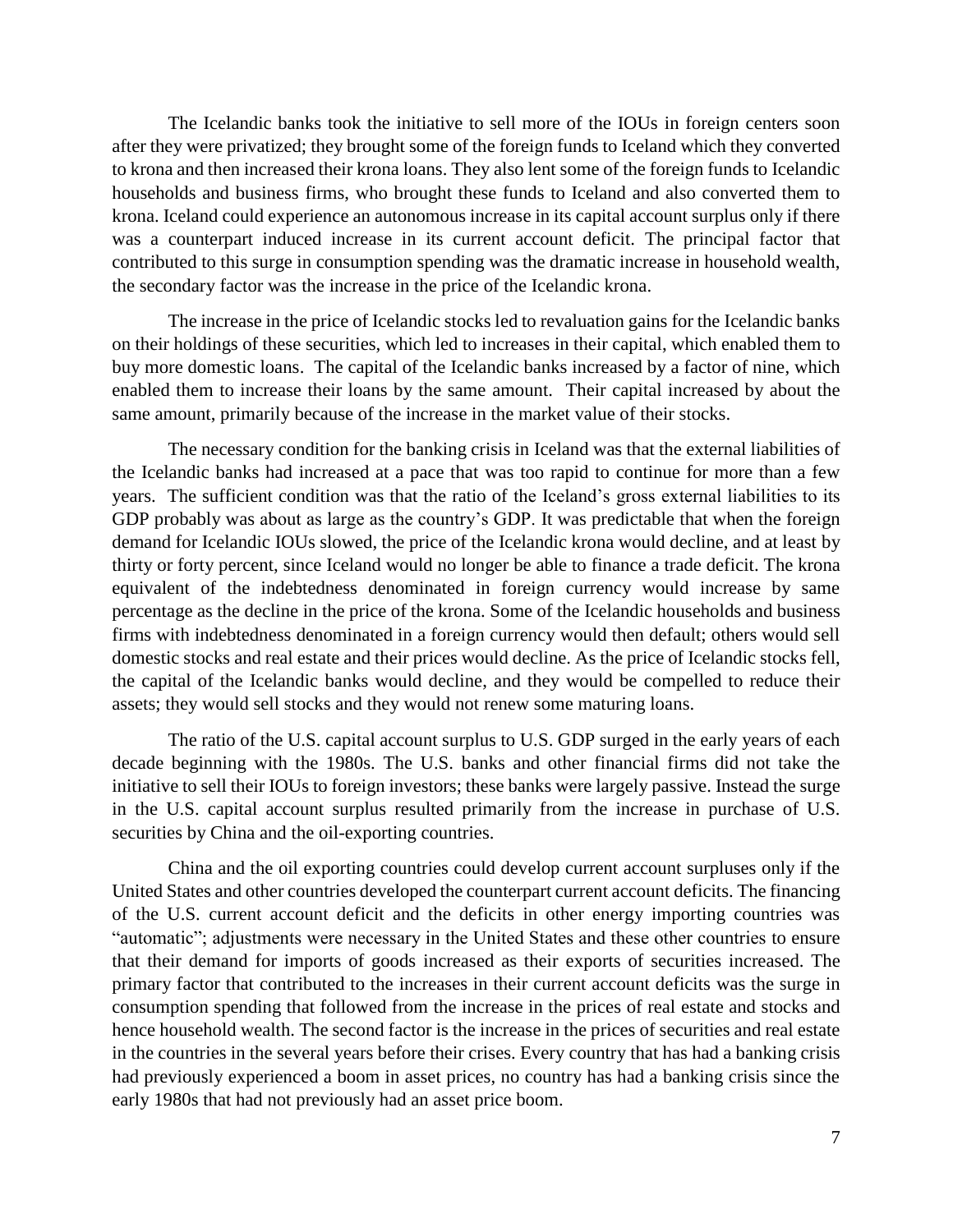The Icelandic banks took the initiative to sell more of the IOUs in foreign centers soon after they were privatized; they brought some of the foreign funds to Iceland which they converted to krona and then increased their krona loans. They also lent some of the foreign funds to Icelandic households and business firms, who brought these funds to Iceland and also converted them to krona. Iceland could experience an autonomous increase in its capital account surplus only if there was a counterpart induced increase in its current account deficit. The principal factor that contributed to this surge in consumption spending was the dramatic increase in household wealth, the secondary factor was the increase in the price of the Icelandic krona.

The increase in the price of Icelandic stocks led to revaluation gains for the Icelandic banks on their holdings of these securities, which led to increases in their capital, which enabled them to buy more domestic loans. The capital of the Icelandic banks increased by a factor of nine, which enabled them to increase their loans by the same amount. Their capital increased by about the same amount, primarily because of the increase in the market value of their stocks.

The necessary condition for the banking crisis in Iceland was that the external liabilities of the Icelandic banks had increased at a pace that was too rapid to continue for more than a few years. The sufficient condition was that the ratio of the Iceland's gross external liabilities to its GDP probably was about as large as the country's GDP. It was predictable that when the foreign demand for Icelandic IOUs slowed, the price of the Icelandic krona would decline, and at least by thirty or forty percent, since Iceland would no longer be able to finance a trade deficit. The krona equivalent of the indebtedness denominated in foreign currency would increase by same percentage as the decline in the price of the krona. Some of the Icelandic households and business firms with indebtedness denominated in a foreign currency would then default; others would sell domestic stocks and real estate and their prices would decline. As the price of Icelandic stocks fell, the capital of the Icelandic banks would decline, and they would be compelled to reduce their assets; they would sell stocks and they would not renew some maturing loans.

The ratio of the U.S. capital account surplus to U.S. GDP surged in the early years of each decade beginning with the 1980s. The U.S. banks and other financial firms did not take the initiative to sell their IOUs to foreign investors; these banks were largely passive. Instead the surge in the U.S. capital account surplus resulted primarily from the increase in purchase of U.S. securities by China and the oil-exporting countries.

China and the oil exporting countries could develop current account surpluses only if the United States and other countries developed the counterpart current account deficits. The financing of the U.S. current account deficit and the deficits in other energy importing countries was "automatic"; adjustments were necessary in the United States and these other countries to ensure that their demand for imports of goods increased as their exports of securities increased. The primary factor that contributed to the increases in their current account deficits was the surge in consumption spending that followed from the increase in the prices of real estate and stocks and hence household wealth. The second factor is the increase in the prices of securities and real estate in the countries in the several years before their crises. Every country that has had a banking crisis had previously experienced a boom in asset prices, no country has had a banking crisis since the early 1980s that had not previously had an asset price boom.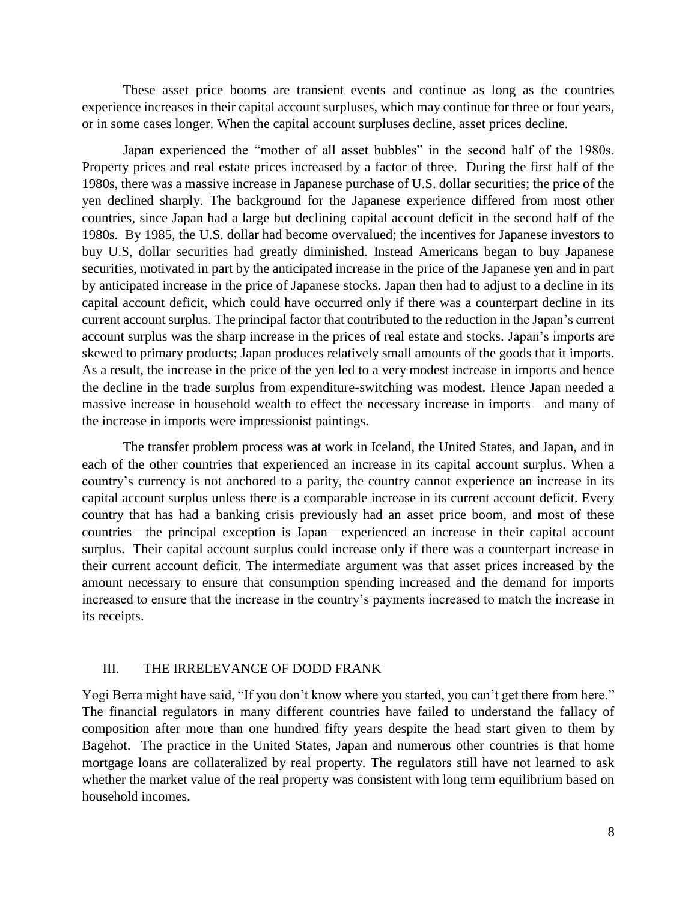These asset price booms are transient events and continue as long as the countries experience increases in their capital account surpluses, which may continue for three or four years, or in some cases longer. When the capital account surpluses decline, asset prices decline.

Japan experienced the "mother of all asset bubbles" in the second half of the 1980s. Property prices and real estate prices increased by a factor of three. During the first half of the 1980s, there was a massive increase in Japanese purchase of U.S. dollar securities; the price of the yen declined sharply. The background for the Japanese experience differed from most other countries, since Japan had a large but declining capital account deficit in the second half of the 1980s. By 1985, the U.S. dollar had become overvalued; the incentives for Japanese investors to buy U.S, dollar securities had greatly diminished. Instead Americans began to buy Japanese securities, motivated in part by the anticipated increase in the price of the Japanese yen and in part by anticipated increase in the price of Japanese stocks. Japan then had to adjust to a decline in its capital account deficit, which could have occurred only if there was a counterpart decline in its current account surplus. The principal factor that contributed to the reduction in the Japan's current account surplus was the sharp increase in the prices of real estate and stocks. Japan's imports are skewed to primary products; Japan produces relatively small amounts of the goods that it imports. As a result, the increase in the price of the yen led to a very modest increase in imports and hence the decline in the trade surplus from expenditure-switching was modest. Hence Japan needed a massive increase in household wealth to effect the necessary increase in imports—and many of the increase in imports were impressionist paintings.

The transfer problem process was at work in Iceland, the United States, and Japan, and in each of the other countries that experienced an increase in its capital account surplus. When a country's currency is not anchored to a parity, the country cannot experience an increase in its capital account surplus unless there is a comparable increase in its current account deficit. Every country that has had a banking crisis previously had an asset price boom, and most of these countries—the principal exception is Japan—experienced an increase in their capital account surplus. Their capital account surplus could increase only if there was a counterpart increase in their current account deficit. The intermediate argument was that asset prices increased by the amount necessary to ensure that consumption spending increased and the demand for imports increased to ensure that the increase in the country's payments increased to match the increase in its receipts.

## III. THE IRRELEVANCE OF DODD FRANK

Yogi Berra might have said, "If you don't know where you started, you can't get there from here." The financial regulators in many different countries have failed to understand the fallacy of composition after more than one hundred fifty years despite the head start given to them by Bagehot. The practice in the United States, Japan and numerous other countries is that home mortgage loans are collateralized by real property. The regulators still have not learned to ask whether the market value of the real property was consistent with long term equilibrium based on household incomes.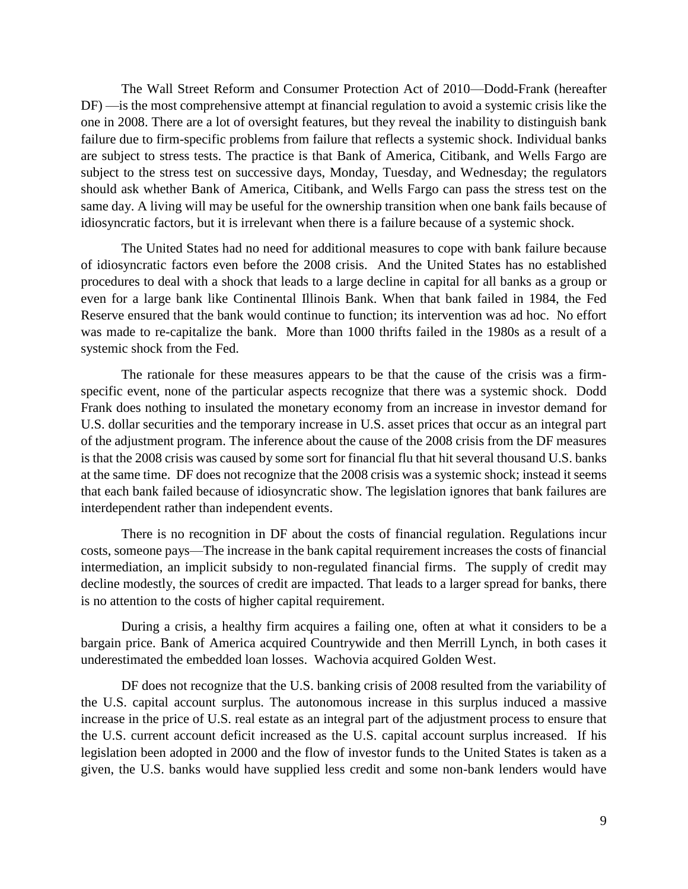The Wall Street Reform and Consumer Protection Act of 2010—Dodd-Frank (hereafter DF) —is the most comprehensive attempt at financial regulation to avoid a systemic crisis like the one in 2008. There are a lot of oversight features, but they reveal the inability to distinguish bank failure due to firm-specific problems from failure that reflects a systemic shock. Individual banks are subject to stress tests. The practice is that Bank of America, Citibank, and Wells Fargo are subject to the stress test on successive days, Monday, Tuesday, and Wednesday; the regulators should ask whether Bank of America, Citibank, and Wells Fargo can pass the stress test on the same day. A living will may be useful for the ownership transition when one bank fails because of idiosyncratic factors, but it is irrelevant when there is a failure because of a systemic shock.

The United States had no need for additional measures to cope with bank failure because of idiosyncratic factors even before the 2008 crisis. And the United States has no established procedures to deal with a shock that leads to a large decline in capital for all banks as a group or even for a large bank like Continental Illinois Bank. When that bank failed in 1984, the Fed Reserve ensured that the bank would continue to function; its intervention was ad hoc. No effort was made to re-capitalize the bank. More than 1000 thrifts failed in the 1980s as a result of a systemic shock from the Fed.

The rationale for these measures appears to be that the cause of the crisis was a firm-specific event, none of the particular aspects recognize that there was a systemic shock. Dodd Frank does nothing to insulated the monetary economy from an increase in investor demand for U.S. dollar securities and the temporary increase in U.S. asset prices that occur as an integral part of the adjustment program. The inference about the cause of the 2008 crisis from the DF measures is that the 2008 crisis was caused by some sort for financial flu that hit several thousand U.S. banks at the same time. DF does not recognize that the 2008 crisis was a systemic shock; instead it seems that each bank failed because of idiosyncratic show. The legislation ignores that bank failures are interdependent rather than independent events.

There is no recognition in DF about the costs of financial regulation. Regulations incur costs, someone pays—The increase in the bank capital requirement increases the costs of financial intermediation, an implicit subsidy to non-regulated financial firms. The supply of credit may decline modestly, the sources of credit are impacted. That leads to a larger spread for banks, there is no attention to the costs of higher capital requirement.

During a crisis, a healthy firm acquires a failing one, often at what it considers to be a bargain price. Bank of America acquired Countrywide and then Merrill Lynch, in both cases it underestimated the embedded loan losses. Wachovia acquired Golden West.

DF does not recognize that the U.S. banking crisis of 2008 resulted from the variability of the U.S. capital account surplus. The autonomous increase in this surplus induced a massive increase in the price of U.S. real estate as an integral part of the adjustment process to ensure that the U.S. current account deficit increased as the U.S. capital account surplus increased. If his legislation been adopted in 2000 and the flow of investor funds to the United States is taken as a given, the U.S. banks would have supplied less credit and some non-bank lenders would have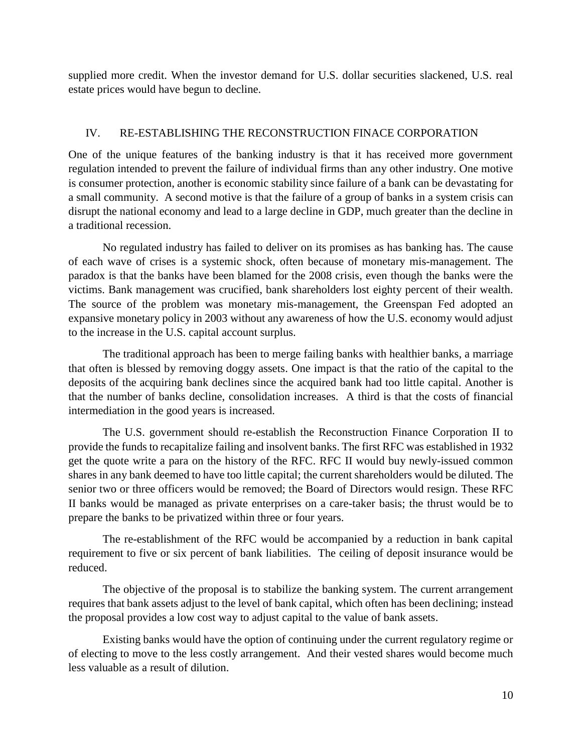supplied more credit. When the investor demand for U.S. dollar securities slackened, U.S. real estate prices would have begun to decline.

## IV. RE-ESTABLISHING THE RECONSTRUCTION FINACE CORPORATION

One of the unique features of the banking industry is that it has received more government regulation intended to prevent the failure of individual firms than any other industry. One motive is consumer protection, another is economic stability since failure of a bank can be devastating for a small community. A second motive is that the failure of a group of banks in a system crisis can disrupt the national economy and lead to a large decline in GDP, much greater than the decline in a traditional recession.

No regulated industry has failed to deliver on its promises as has banking has. The cause of each wave of crises is a systemic shock, often because of monetary mis-management. The paradox is that the banks have been blamed for the 2008 crisis, even though the banks were the victims. Bank management was crucified, bank shareholders lost eighty percent of their wealth. The source of the problem was monetary mis-management, the Greenspan Fed adopted an expansive monetary policy in 2003 without any awareness of how the U.S. economy would adjust to the increase in the U.S. capital account surplus.

The traditional approach has been to merge failing banks with healthier banks, a marriage that often is blessed by removing doggy assets. One impact is that the ratio of the capital to the deposits of the acquiring bank declines since the acquired bank had too little capital. Another is that the number of banks decline, consolidation increases. A third is that the costs of financial intermediation in the good years is increased.

The U.S. government should re-establish the Reconstruction Finance Corporation II to provide the funds to recapitalize failing and insolvent banks. The first RFC was established in 1932 get the quote write a para on the history of the RFC. RFC II would buy newly-issued common shares in any bank deemed to have too little capital; the current shareholders would be diluted. The senior two or three officers would be removed; the Board of Directors would resign. These RFC II banks would be managed as private enterprises on a care-taker basis; the thrust would be to prepare the banks to be privatized within three or four years.

The re-establishment of the RFC would be accompanied by a reduction in bank capital requirement to five or six percent of bank liabilities. The ceiling of deposit insurance would be reduced.

The objective of the proposal is to stabilize the banking system. The current arrangement requires that bank assets adjust to the level of bank capital, which often has been declining; instead the proposal provides a low cost way to adjust capital to the value of bank assets.

Existing banks would have the option of continuing under the current regulatory regime or of electing to move to the less costly arrangement. And their vested shares would become much less valuable as a result of dilution.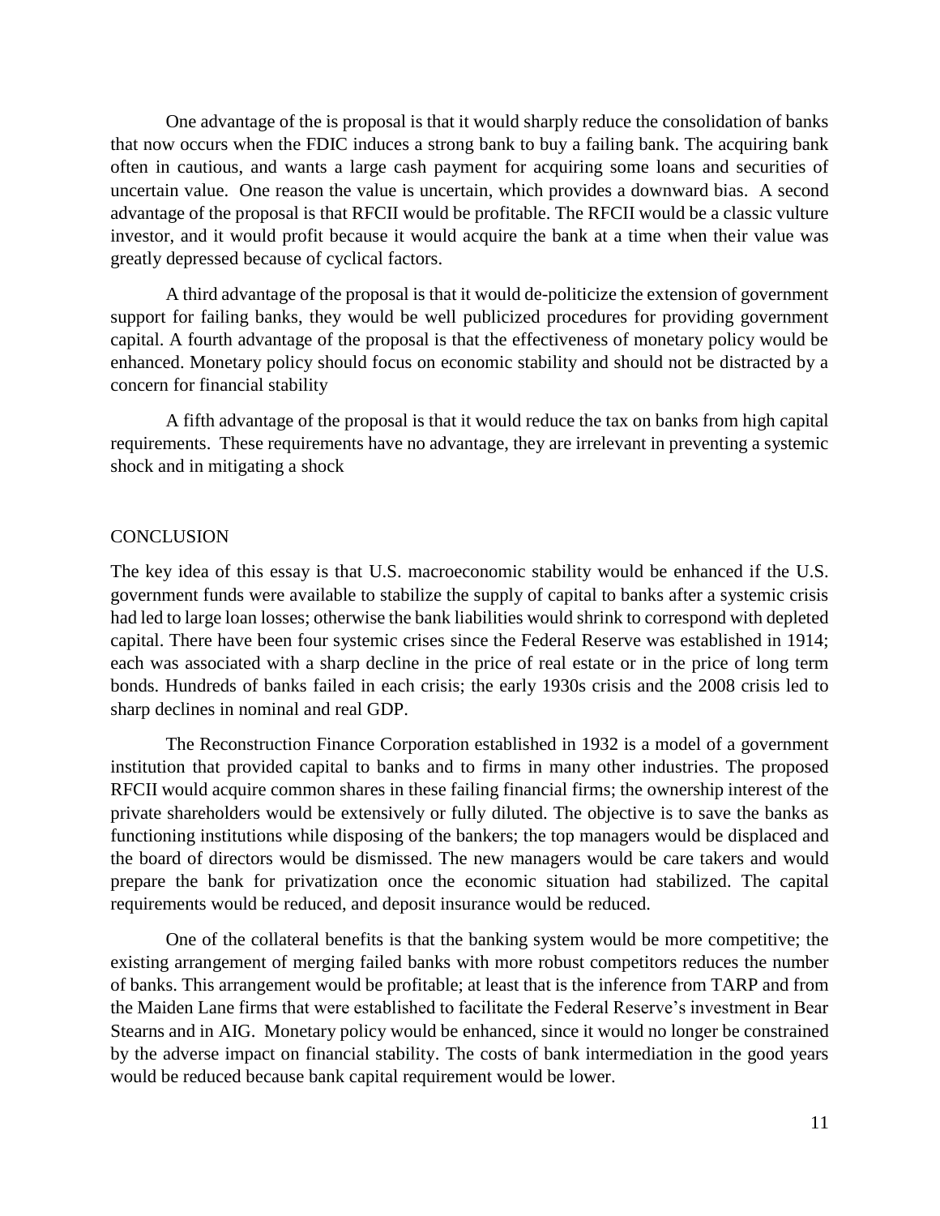One advantage of the is proposal is that it would sharply reduce the consolidation of banks that now occurs when the FDIC induces a strong bank to buy a failing bank. The acquiring bank often in cautious, and wants a large cash payment for acquiring some loans and securities of uncertain value. One reason the value is uncertain, which provides a downward bias. A second advantage of the proposal is that RFCII would be profitable. The RFCII would be a classic vulture investor, and it would profit because it would acquire the bank at a time when their value was greatly depressed because of cyclical factors.

A third advantage of the proposal is that it would de-politicize the extension of government support for failing banks, they would be well publicized procedures for providing government capital. A fourth advantage of the proposal is that the effectiveness of monetary policy would be enhanced. Monetary policy should focus on economic stability and should not be distracted by a concern for financial stability

A fifth advantage of the proposal is that it would reduce the tax on banks from high capital requirements. These requirements have no advantage, they are irrelevant in preventing a systemic shock and in mitigating a shock

## CONCLUSION

The key idea of this essay is that U.S. macroeconomic stability would be enhanced if the U.S. government funds were available to stabilize the supply of capital to banks after a systemic crisis had led to large loan losses; otherwise the bank liabilities would shrink to correspond with depleted capital. There have been four systemic crises since the Federal Reserve was established in 1914; each was associated with a sharp decline in the price of real estate or in the price of long term bonds. Hundreds of banks failed in each crisis; the early 1930s crisis and the 2008 crisis led to sharp declines in nominal and real GDP.

The Reconstruction Finance Corporation established in 1932 is a model of a government institution that provided capital to banks and to firms in many other industries. The proposed RFCII would acquire common shares in these failing financial firms; the ownership interest of the private shareholders would be extensively or fully diluted. The objective is to save the banks as functioning institutions while disposing of the bankers; the top managers would be displaced and the board of directors would be dismissed. The new managers would be care takers and would prepare the bank for privatization once the economic situation had stabilized. The capital requirements would be reduced, and deposit insurance would be reduced.

One of the collateral benefits is that the banking system would be more competitive; the existing arrangement of merging failed banks with more robust competitors reduces the number of banks. This arrangement would be profitable; at least that is the inference from TARP and from the Maiden Lane firms that were established to facilitate the Federal Reserve's investment in Bear Stearns and in AIG. Monetary policy would be enhanced, since it would no longer be constrained by the adverse impact on financial stability. The costs of bank intermediation in the good years would be reduced because bank capital requirement would be lower.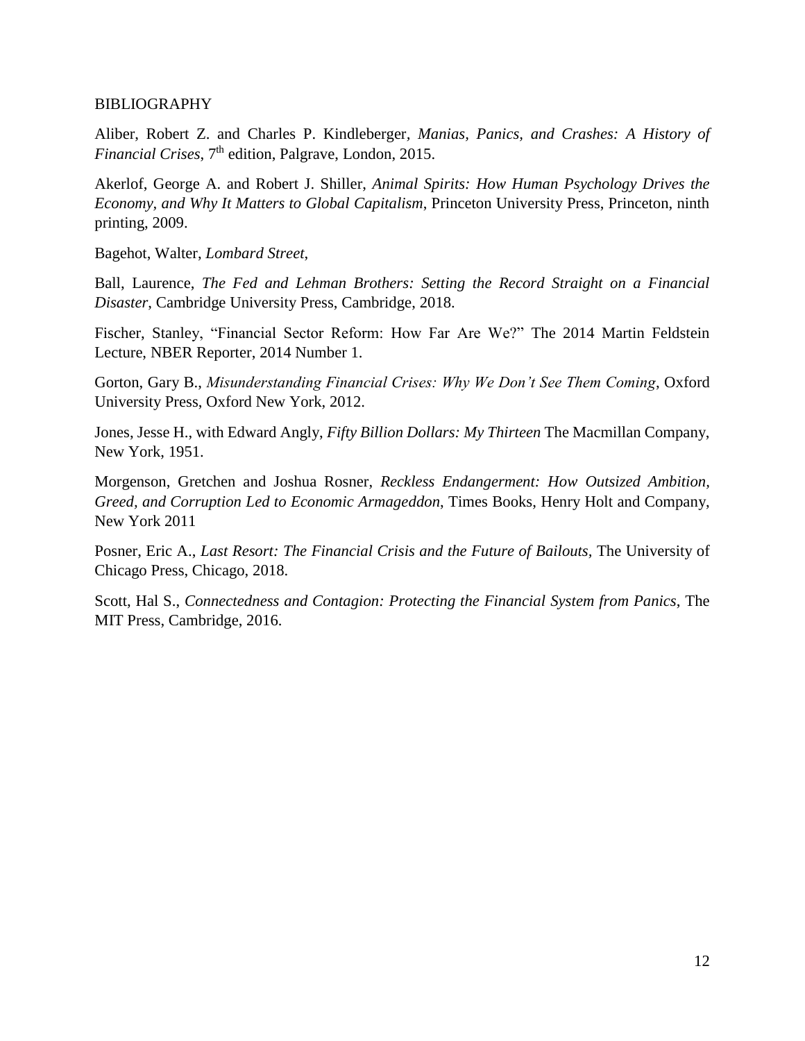BIBLIOGRAPHY

Aliber, Robert Z. and Charles P. Kindleberger, *Manias, Panics, and Crashes: A History of Financial Crises*, 7th edition, Palgrave, London, 2015.

Akerlof, George A. and Robert J. Shiller, *Animal Spirits: How Human Psychology Drives the Economy, and Why It Matters to Global Capitalism*, Princeton University Press, Princeton, ninth printing, 2009.

Bagehot, Walter, *Lombard Street*,

Ball, Laurence, *The Fed and Lehman Brothers: Setting the Record Straight on a Financial Disaster*, Cambridge University Press, Cambridge, 2018.

Fischer, Stanley, "Financial Sector Reform: How Far Are We?" The 2014 Martin Feldstein Lecture, NBER Reporter, 2014 Number 1.

Gorton, Gary B., *Misunderstanding Financial Crises: Why We Don't See Them Coming*, Oxford University Press, Oxford New York, 2012.

Jones, Jesse H., with Edward Angly, *Fifty Billion Dollars: My Thirteen* The Macmillan Company, New York, 1951.

Morgenson, Gretchen and Joshua Rosner, *Reckless Endangerment: How Outsized Ambition, Greed, and Corruption Led to Economic Armageddon*, Times Books, Henry Holt and Company, New York 2011

Posner, Eric A., *Last Resort: The Financial Crisis and the Future of Bailouts*, The University of Chicago Press, Chicago, 2018.

Scott, Hal S., *Connectedness and Contagion: Protecting the Financial System from Panics*, The MIT Press, Cambridge, 2016.